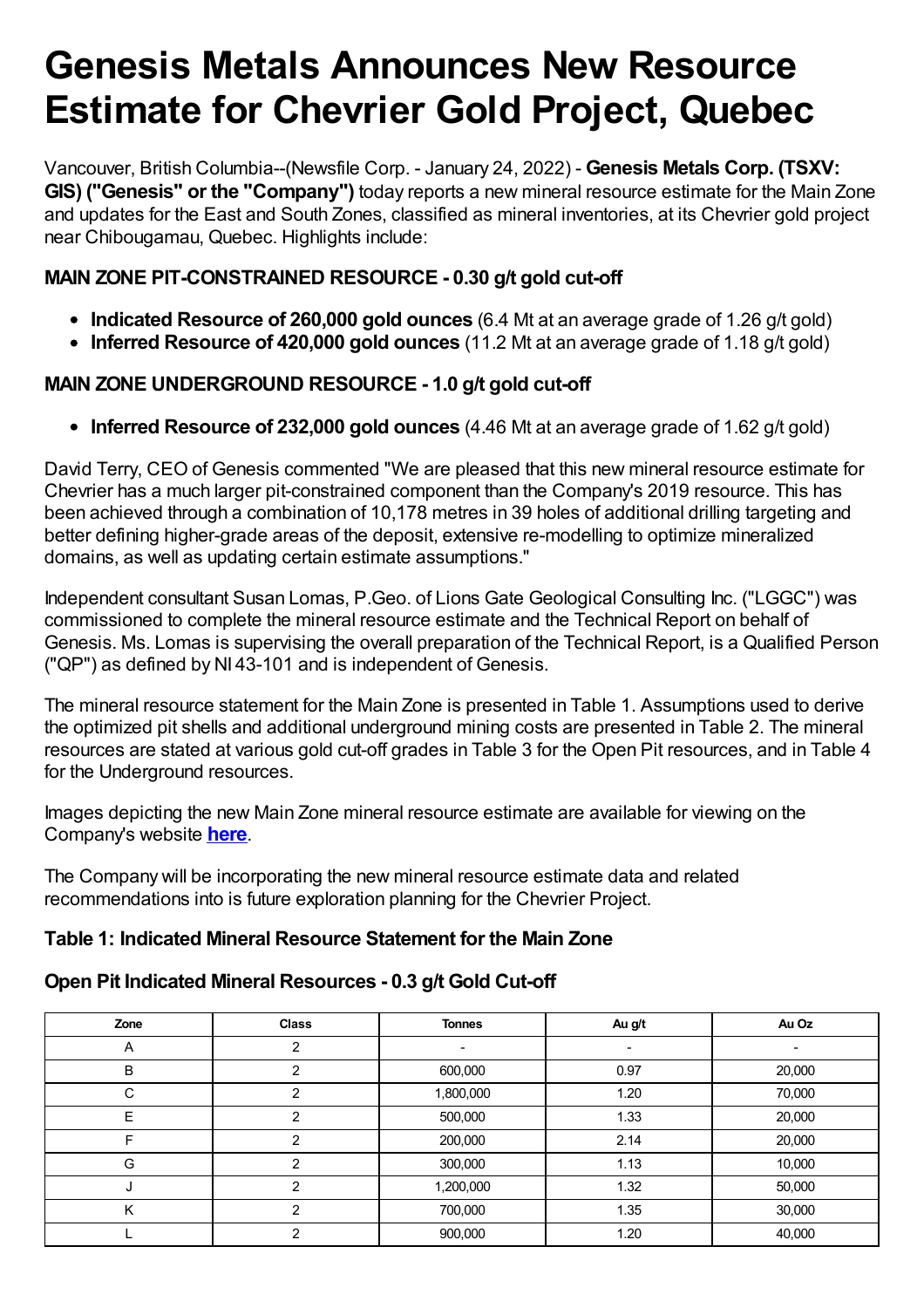# Genesis Metals Announces New Resource Estimate for Chevrier Gold Project, Quebec

Vancouver, British Columbia--(Newsfile Corp. - January 24, 2022) - **Genesis Metals Corp. (TSXV: GIS) ("Genesis" or the "Company")** today reports a new mineral resource estimate for the Main Zone and updates for the East and South Zones, classified as mineral inventories, at its Chevrier gold project near Chibougamau, Quebec. Highlights include:

### MAIN ZONE PIT-CONSTRAINED RESOURCE - 0.30 g/t gold cut-off

- **Indicated Resource of 260,000 gold ounces** (6.4 Mt at an average grade of 1.26 g/t gold)
- **Inferred Resource of 420,000 gold ounces** (11.2 Mt at an average grade of 1.18 g/t gold)

### MAIN ZONE UNDERGROUND RESOURCE - 1.0 g/t gold cut-off

- **Inferred Resource of 232,000 gold ounces** (4.46 Mt at an average grade of 1.62 g/t gold)

David Terry, CEO of Genesis commented "We are pleased that this new mineral resource estimate for Chevrier has a much larger pit-constrained component than the Company's 2019 resource. This has been achieved through a combination of 10,178 metres in 39 holes of additional drilling targeting and better defining higher-grade areas of the deposit, extensive re-modelling to optimize mineralized domains, as well as updating certain estimate assumptions."

Independent consultant Susan Lomas, P.Geo. of Lions Gate Geological Consulting Inc. ("LGGC") was commissioned to complete the mineral resource estimate and the Technical Report on behalf of Genesis. Ms. Lomas is supervising the overall preparation of the Technical Report, is a Qualified Person ("QP") as defined by NI 43-101 and is independent of Genesis.

The mineral resource statement for the Main Zone is presented in Table 1. Assumptions used to derive the optimized pit shells and additional underground mining costs are presented in Table 2. The mineral resources are stated at various gold cut-off grades in Table 3 for the Open Pit resources, and in Table 4 for the Underground resources.

Images depicting the new Main Zone mineral resource estimate are available for viewing on the Company's website **here**.

The Company will be incorporating the new mineral resource estimate data and related recommendations into is future exploration planning for the Chevrier Project.

### Table 1: Indicated Mineral Resource Statement for the Main Zone

### Open Pit Indicated Mineral Resources - 0.3 g/t Gold Cut-off

| Zone | Class | Tonnes | Au g/t | Au Oz |
|---|---|---|---|---|
| A | 2 | - | - | - |
| B | 2 | 600,000 | 0.97 | 20,000 |
| C | 2 | 1,800,000 | 1.20 | 70,000 |
| E | 2 | 500,000 | 1.33 | 20,000 |
| F | 2 | 200,000 | 2.14 | 20,000 |
| G | 2 | 300,000 | 1.13 | 10,000 |
| J | 2 | 1,200,000 | 1.32 | 50,000 |
| K | 2 | 700,000 | 1.35 | 30,000 |
| L | 2 | 900,000 | 1.20 | 40,000 |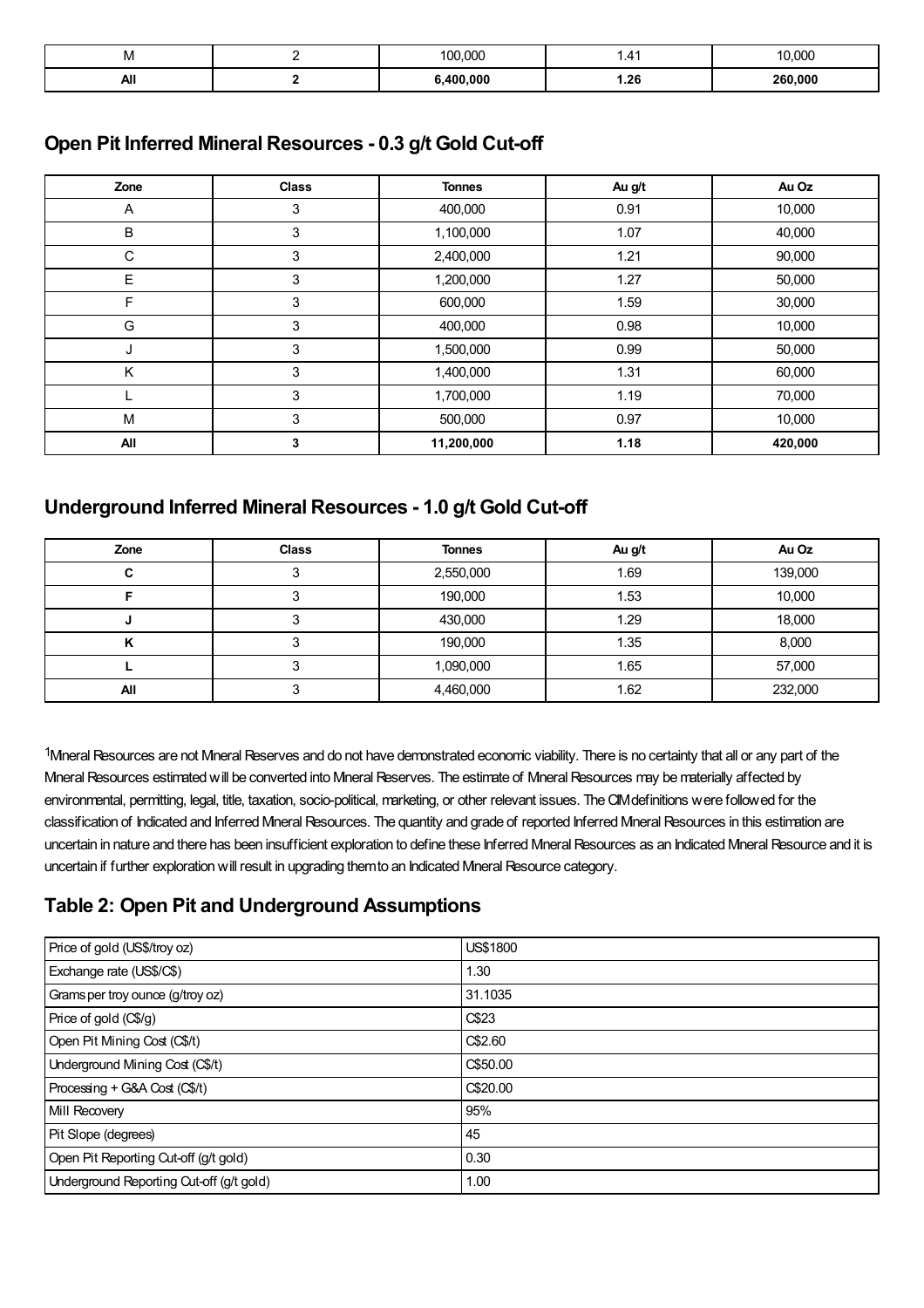| M | 2 | 100,000 | 1.41 | 10,000 |
|---|---|---|---|---|
| **All** | **2** | **6,400,000** | **1.26** | **260,000** |

## Open Pit Inferred Mineral Resources - 0.3 g/t Gold Cut-off

| Zone | Class | Tonnes | Au g/t | Au Oz |
|---|---|---|---|---|
| A | 3 | 400,000 | 0.91 | 10,000 |
| B | 3 | 1,100,000 | 1.07 | 40,000 |
| C | 3 | 2,400,000 | 1.21 | 90,000 |
| E | 3 | 1,200,000 | 1.27 | 50,000 |
| F | 3 | 600,000 | 1.59 | 30,000 |
| G | 3 | 400,000 | 0.98 | 10,000 |
| J | 3 | 1,500,000 | 0.99 | 50,000 |
| K | 3 | 1,400,000 | 1.31 | 60,000 |
| L | 3 | 1,700,000 | 1.19 | 70,000 |
| M | 3 | 500,000 | 0.97 | 10,000 |
| **All** | **3** | **11,200,000** | **1.18** | **420,000** |

## Underground Inferred Mineral Resources - 1.0 g/t Gold Cut-off

| Zone | Class | Tonnes | Au g/t | Au Oz |
|---|---|---|---|---|
| **C** | 3 | 2,550,000 | 1.69 | 139,000 |
| **F** | 3 | 190,000 | 1.53 | 10,000 |
| **J** | 3 | 430,000 | 1.29 | 18,000 |
| **K** | 3 | 190,000 | 1.35 | 8,000 |
| **L** | 3 | 1,090,000 | 1.65 | 57,000 |
| **All** | 3 | 4,460,000 | 1.62 | 232,000 |

[1]Mineral Resources are not Mineral Reserves and do not have demonstrated economic viability. There is no certainty that all or any part of the Mineral Resources estimated will be converted into Mineral Reserves. The estimate of Mineral Resources may be materially affected by environmental, permitting, legal, title, taxation, socio-political, marketing, or other relevant issues. The CIM definitions were followed for the classification of Indicated and Inferred Mineral Resources. The quantity and grade of reported Inferred Mineral Resources in this estimation are uncertain in nature and there has been insufficient exploration to define these Inferred Mineral Resources as an Indicated Mineral Resource and it is uncertain if further exploration will result in upgrading them to an Indicated Mineral Resource category.

## Table 2: Open Pit and Underground Assumptions

| Price of gold (US$/troy oz) | US$1800 |
|---|---|
| Exchange rate (US$/C$) | 1.30 |
| Grams per troy ounce (g/troy oz) | 31.1035 |
| Price of gold (C$/g) | C$23 |
| Open Pit Mining Cost (C$/t) | C$2.60 |
| Underground Mining Cost (C$/t) | C$50.00 |
| Processing + G&A Cost (C$/t) | C$20.00 |
| Mill Recovery | 95% |
| Pit Slope (degrees) | 45 |
| Open Pit Reporting Cut-off (g/t gold) | 0.30 |
| Underground Reporting Cut-off (g/t gold) | 1.00 |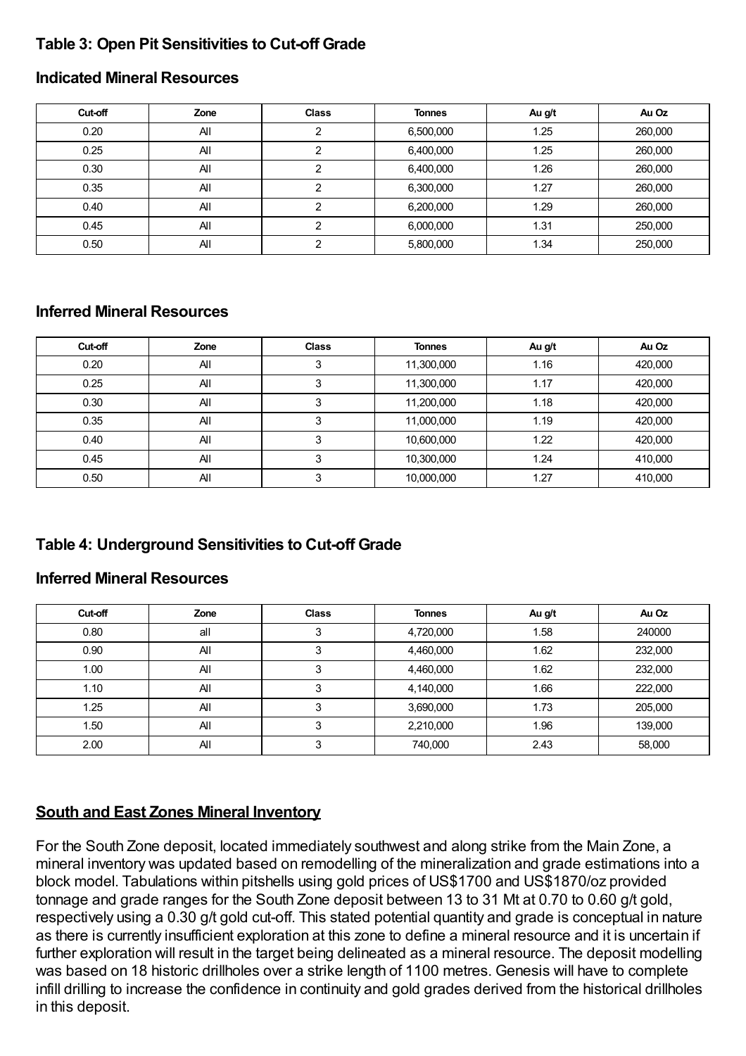## Table 3: Open Pit Sensitivities to Cut-off Grade

### Indicated Mineral Resources

| Cut-off | Zone | Class | Tonnes | Au g/t | Au Oz |
|---|---|---|---|---|---|
| 0.20 | All | 2 | 6,500,000 | 1.25 | 260,000 |
| 0.25 | All | 2 | 6,400,000 | 1.25 | 260,000 |
| 0.30 | All | 2 | 6,400,000 | 1.26 | 260,000 |
| 0.35 | All | 2 | 6,300,000 | 1.27 | 260,000 |
| 0.40 | All | 2 | 6,200,000 | 1.29 | 260,000 |
| 0.45 | All | 2 | 6,000,000 | 1.31 | 250,000 |
| 0.50 | All | 2 | 5,800,000 | 1.34 | 250,000 |

### Inferred Mineral Resources

| Cut-off | Zone | Class | Tonnes | Au g/t | Au Oz |
|---|---|---|---|---|---|
| 0.20 | All | 3 | 11,300,000 | 1.16 | 420,000 |
| 0.25 | All | 3 | 11,300,000 | 1.17 | 420,000 |
| 0.30 | All | 3 | 11,200,000 | 1.18 | 420,000 |
| 0.35 | All | 3 | 11,000,000 | 1.19 | 420,000 |
| 0.40 | All | 3 | 10,600,000 | 1.22 | 420,000 |
| 0.45 | All | 3 | 10,300,000 | 1.24 | 410,000 |
| 0.50 | All | 3 | 10,000,000 | 1.27 | 410,000 |

## Table 4: Underground Sensitivities to Cut-off Grade

### Inferred Mineral Resources

| Cut-off | Zone | Class | Tonnes | Au g/t | Au Oz |
|---|---|---|---|---|---|
| 0.80 | all | 3 | 4,720,000 | 1.58 | 240000 |
| 0.90 | All | 3 | 4,460,000 | 1.62 | 232,000 |
| 1.00 | All | 3 | 4,460,000 | 1.62 | 232,000 |
| 1.10 | All | 3 | 4,140,000 | 1.66 | 222,000 |
| 1.25 | All | 3 | 3,690,000 | 1.73 | 205,000 |
| 1.50 | All | 3 | 2,210,000 | 1.96 | 139,000 |
| 2.00 | All | 3 | 740,000 | 2.43 | 58,000 |

## South and East Zones Mineral Inventory

For the South Zone deposit, located immediately southwest and along strike from the Main Zone, a mineral inventory was updated based on remodelling of the mineralization and grade estimations into a block model. Tabulations within pitshells using gold prices of US$1700 and US$1870/oz provided tonnage and grade ranges for the South Zone deposit between 13 to 31 Mt at 0.70 to 0.60 g/t gold, respectively using a 0.30 g/t gold cut-off. This stated potential quantity and grade is conceptual in nature as there is currently insufficient exploration at this zone to define a mineral resource and it is uncertain if further exploration will result in the target being delineated as a mineral resource. The deposit modelling was based on 18 historic drillholes over a strike length of 1100 metres. Genesis will have to complete infill drilling to increase the confidence in continuity and gold grades derived from the historical drillholes in this deposit.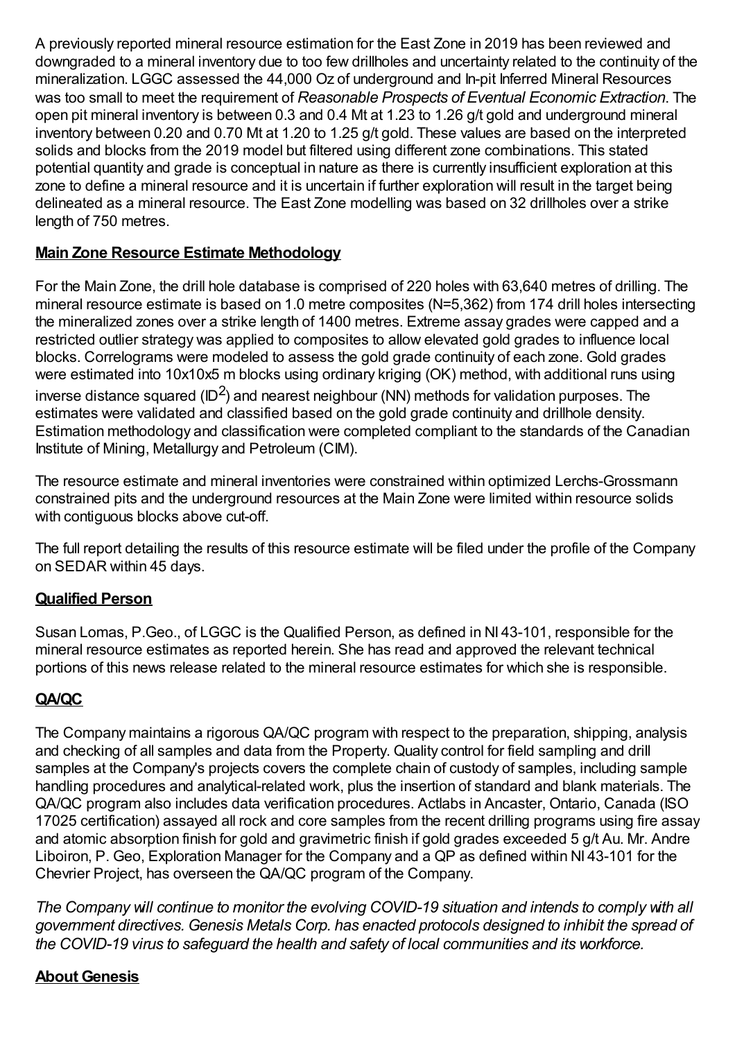A previously reported mineral resource estimation for the East Zone in 2019 has been reviewed and downgraded to a mineral inventory due to too few drillholes and uncertainty related to the continuity of the mineralization. LGGC assessed the 44,000 Oz of underground and In-pit Inferred Mineral Resources was too small to meet the requirement of *Reasonable Prospects of Eventual Economic Extraction*. The open pit mineral inventory is between 0.3 and 0.4 Mt at 1.23 to 1.26 g/t gold and underground mineral inventory between 0.20 and 0.70 Mt at 1.20 to 1.25 g/t gold. These values are based on the interpreted solids and blocks from the 2019 model but filtered using different zone combinations. This stated potential quantity and grade is conceptual in nature as there is currently insufficient exploration at this zone to define a mineral resource and it is uncertain if further exploration will result in the target being delineated as a mineral resource. The East Zone modelling was based on 32 drillholes over a strike length of 750 metres.

## Main Zone Resource Estimate Methodology

For the Main Zone, the drill hole database is comprised of 220 holes with 63,640 metres of drilling. The mineral resource estimate is based on 1.0 metre composites (N=5,362) from 174 drill holes intersecting the mineralized zones over a strike length of 1400 metres. Extreme assay grades were capped and a restricted outlier strategy was applied to composites to allow elevated gold grades to influence local blocks. Correlograms were modeled to assess the gold grade continuity of each zone. Gold grades were estimated into 10x10x5 m blocks using ordinary kriging (OK) method, with additional runs using inverse distance squared ($ID^2$) and nearest neighbour (NN) methods for validation purposes. The estimates were validated and classified based on the gold grade continuity and drillhole density. Estimation methodology and classification were completed compliant to the standards of the Canadian Institute of Mining, Metallurgy and Petroleum (CIM).

The resource estimate and mineral inventories were constrained within optimized Lerchs-Grossmann constrained pits and the underground resources at the Main Zone were limited within resource solids with contiguous blocks above cut-off.

The full report detailing the results of this resource estimate will be filed under the profile of the Company on SEDAR within 45 days.

## Qualified Person

Susan Lomas, P.Geo., of LGGC is the Qualified Person, as defined in NI 43-101, responsible for the mineral resource estimates as reported herein. She has read and approved the relevant technical portions of this news release related to the mineral resource estimates for which she is responsible.

## QA/QC

The Company maintains a rigorous QA/QC program with respect to the preparation, shipping, analysis and checking of all samples and data from the Property. Quality control for field sampling and drill samples at the Company's projects covers the complete chain of custody of samples, including sample handling procedures and analytical-related work, plus the insertion of standard and blank materials. The QA/QC program also includes data verification procedures. Actlabs in Ancaster, Ontario, Canada (ISO 17025 certification) assayed all rock and core samples from the recent drilling programs using fire assay and atomic absorption finish for gold and gravimetric finish if gold grades exceeded 5 g/t Au. Mr. Andre Liboiron, P. Geo, Exploration Manager for the Company and a QP as defined within NI 43-101 for the Chevrier Project, has overseen the QA/QC program of the Company.

*The Company will continue to monitor the evolving COVID-19 situation and intends to comply with all government directives. Genesis Metals Corp. has enacted protocols designed to inhibit the spread of the COVID-19 virus to safeguard the health and safety of local communities and its workforce.*

## About Genesis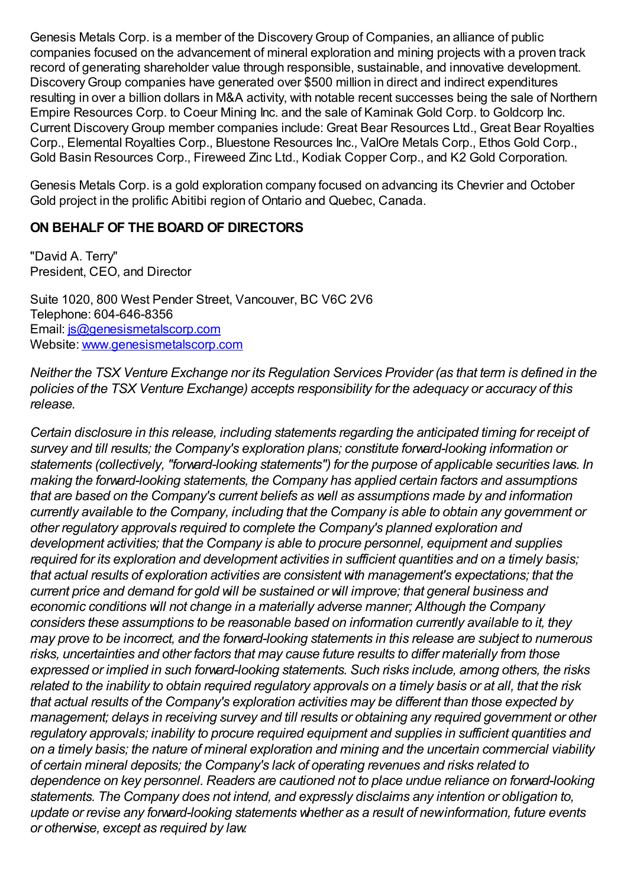Genesis Metals Corp. is a member of the Discovery Group of Companies, an alliance of public companies focused on the advancement of mineral exploration and mining projects with a proven track record of generating shareholder value through responsible, sustainable, and innovative development. Discovery Group companies have generated over $500 million in direct and indirect expenditures resulting in over a billion dollars in M&A activity, with notable recent successes being the sale of Northern Empire Resources Corp. to Coeur Mining Inc. and the sale of Kaminak Gold Corp. to Goldcorp Inc. Current Discovery Group member companies include: Great Bear Resources Ltd., Great Bear Royalties Corp., Elemental Royalties Corp., Bluestone Resources Inc., ValOre Metals Corp., Ethos Gold Corp., Gold Basin Resources Corp., Fireweed Zinc Ltd., Kodiak Copper Corp., and K2 Gold Corporation.

Genesis Metals Corp. is a gold exploration company focused on advancing its Chevrier and October Gold project in the prolific Abitibi region of Ontario and Quebec, Canada.

**ON BEHALF OF THE BOARD OF DIRECTORS**

"David A. Terry"
President, CEO, and Director

Suite 1020, 800 West Pender Street, Vancouver, BC V6C 2V6
Telephone: 604-646-8356
Email: js@genesismetalscorp.com
Website: www.genesismetalscorp.com

*Neither the TSX Venture Exchange nor its Regulation Services Provider (as that term is defined in the policies of the TSX Venture Exchange) accepts responsibility for the adequacy or accuracy of this release.*

*Certain disclosure in this release, including statements regarding the anticipated timing for receipt of survey and till results; the Company's exploration plans; constitute forward-looking information or statements (collectively, "forward-looking statements") for the purpose of applicable securities laws. In making the forward-looking statements, the Company has applied certain factors and assumptions that are based on the Company's current beliefs as well as assumptions made by and information currently available to the Company, including that the Company is able to obtain any government or other regulatory approvals required to complete the Company's planned exploration and development activities; that the Company is able to procure personnel, equipment and supplies required for its exploration and development activities in sufficient quantities and on a timely basis; that actual results of exploration activities are consistent with management's expectations; that the current price and demand for gold will be sustained or will improve; that general business and economic conditions will not change in a materially adverse manner; Although the Company considers these assumptions to be reasonable based on information currently available to it, they may prove to be incorrect, and the forward-looking statements in this release are subject to numerous risks, uncertainties and other factors that may cause future results to differ materially from those expressed or implied in such forward-looking statements. Such risks include, among others, the risks related to the inability to obtain required regulatory approvals on a timely basis or at all, that the risk that actual results of the Company's exploration activities may be different than those expected by management; delays in receiving survey and till results or obtaining any required government or other regulatory approvals; inability to procure required equipment and supplies in sufficient quantities and on a timely basis; the nature of mineral exploration and mining and the uncertain commercial viability of certain mineral deposits; the Company's lack of operating revenues and risks related to dependence on key personnel. Readers are cautioned not to place undue reliance on forward-looking statements. The Company does not intend, and expressly disclaims any intention or obligation to, update or revise any forward-looking statements whether as a result of new information, future events or otherwise, except as required by law.*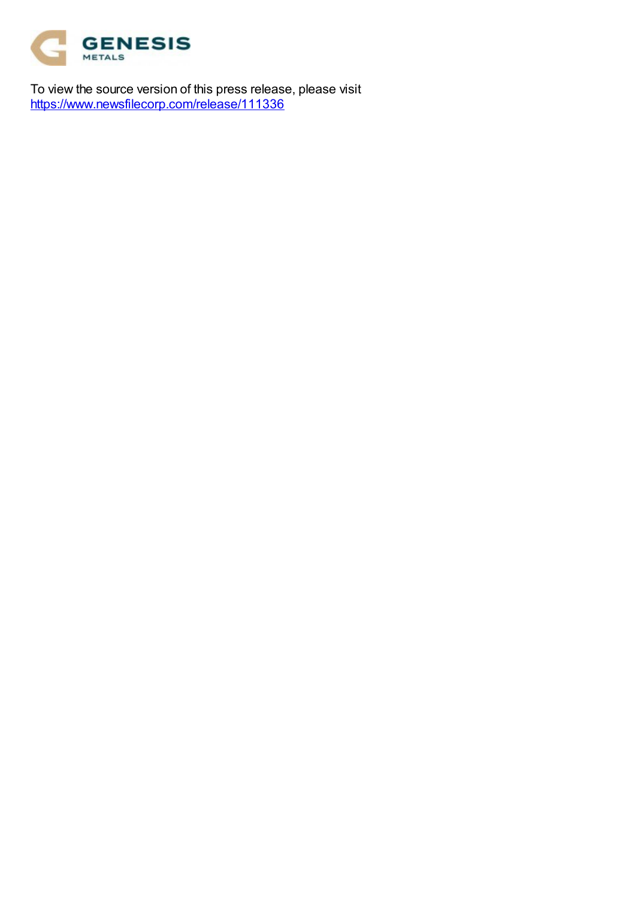To view the source version of this press release, please visit https://www.newsfilecorp.com/release/111336